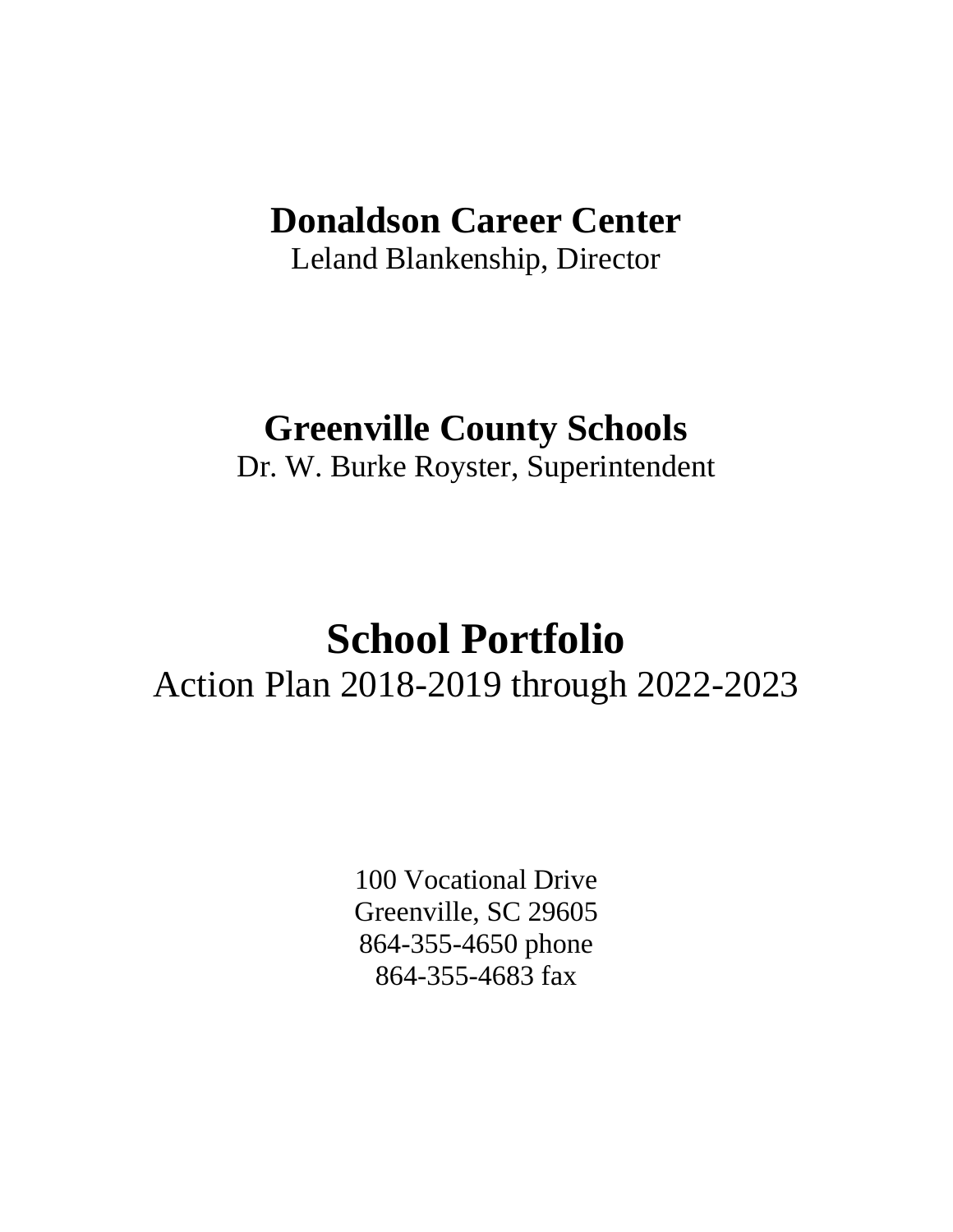# Donaldson Career Center

Leland Blankenship, Director

# Greenville County Schools

Dr. W. Burke Royster, Superintendent

# School Portfolio

## Action Plan 2018-2019 through 2022-2023

100 Vocational Drive
Greenville, SC 29605
864-355-4650 phone
864-355-4683 fax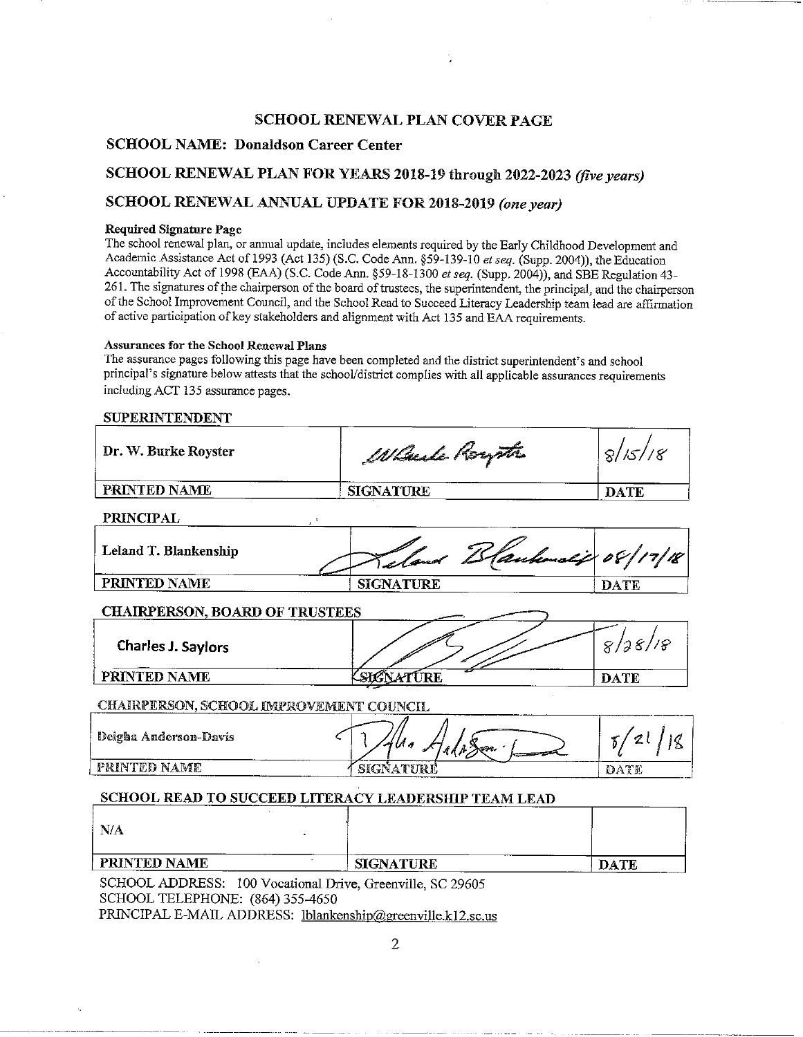# SCHOOL RENEWAL PLAN COVER PAGE

## SCHOOL NAME: Donaldson Career Center

## SCHOOL RENEWAL PLAN FOR YEARS 2018-19 through 2022-2023 *(five years)*

## SCHOOL RENEWAL ANNUAL UPDATE FOR 2018-2019 *(one year)*

**Required Signature Page**

The school renewal plan, or annual update, includes elements required by the Early Childhood Development and Academic Assistance Act of 1993 (Act 135) (S.C. Code Ann. §59-139-10 *et seq.* (Supp. 2004)), the Education Accountability Act of 1998 (EAA) (S.C. Code Ann. §59-18-1300 *et seq.* (Supp. 2004)), and SBE Regulation 43-261. The signatures of the chairperson of the board of trustees, the superintendent, the principal, and the chairperson of the School Improvement Council, and the School Read to Succeed Literacy Leadership team lead are affirmation of active participation of key stakeholders and alignment with Act 135 and EAA requirements.

**Assurances for the School Renewal Plans**

The assurance pages following this page have been completed and the district superintendent's and school principal's signature below attests that the school/district complies with all applicable assurances requirements including ACT 135 assurance pages.

**SUPERINTENDENT**

| Dr. W. Burke Royster | W Burke Royster | 8/15/18 |
|---|---|---|
| **PRINTED NAME** | **SIGNATURE** | **DATE** |

**PRINCIPAL**

| Leland T. Blankenship | Leland Blankenship | 08/17/18 |
|---|---|---|
| **PRINTED NAME** | **SIGNATURE** | **DATE** |

**CHAIRPERSON, BOARD OF TRUSTEES**

| Charles J. Saylors | [signature] | 8/28/18 |
|---|---|---|
| **PRINTED NAME** | **SIGNATURE** | **DATE** |

**CHAIRPERSON, SCHOOL IMPROVEMENT COUNCIL**

| Deigha Anderson-Davis | [signature] | 8/21/18 |
|---|---|---|
| **PRINTED NAME** | **SIGNATURE** | **DATE** |

**SCHOOL READ TO SUCCEED LITERACY LEADERSHIP TEAM LEAD**

| N/A | | |
|---|---|---|
| **PRINTED NAME** | **SIGNATURE** | **DATE** |

SCHOOL ADDRESS: 100 Vocational Drive, Greenville, SC 29605
SCHOOL TELEPHONE: (864) 355-4650
PRINCIPAL E-MAIL ADDRESS: lblankenship@greenville.k12.sc.us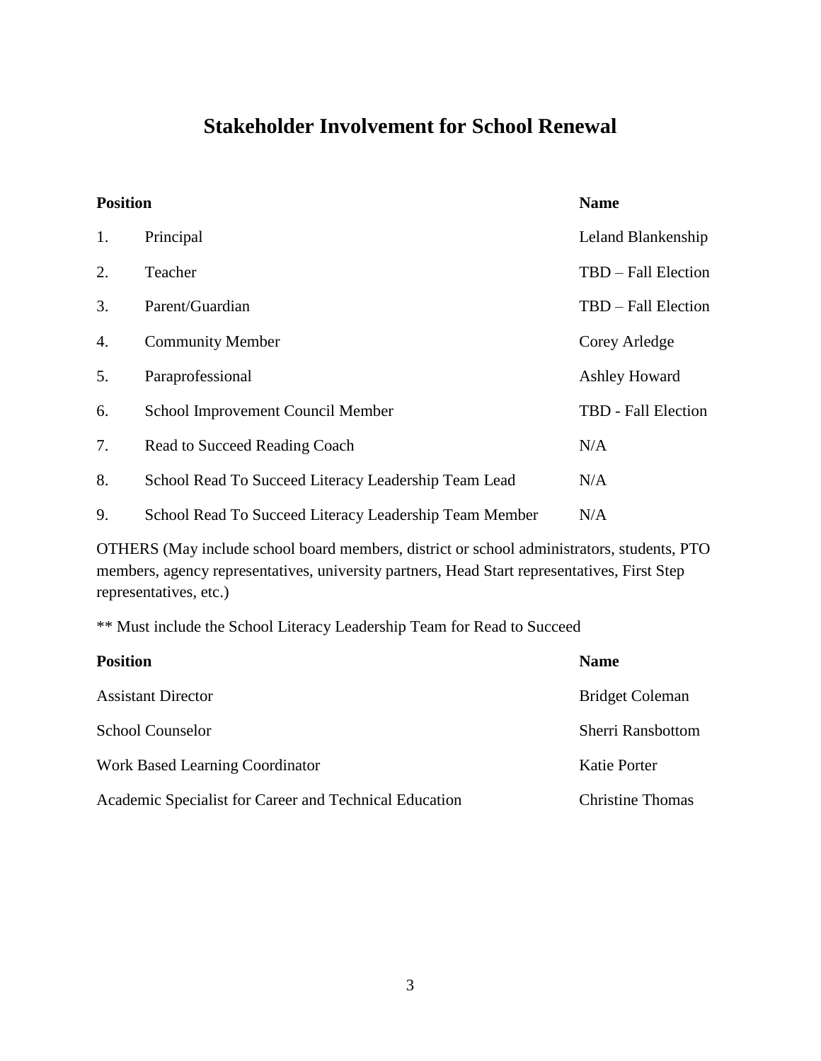# Stakeholder Involvement for School Renewal

| | Position | Name |
|---|---|---|
| 1. | Principal | Leland Blankenship |
| 2. | Teacher | TBD – Fall Election |
| 3. | Parent/Guardian | TBD – Fall Election |
| 4. | Community Member | Corey Arledge |
| 5. | Paraprofessional | Ashley Howard |
| 6. | School Improvement Council Member | TBD - Fall Election |
| 7. | Read to Succeed Reading Coach | N/A |
| 8. | School Read To Succeed Literacy Leadership Team Lead | N/A |
| 9. | School Read To Succeed Literacy Leadership Team Member | N/A |

OTHERS (May include school board members, district or school administrators, students, PTO members, agency representatives, university partners, Head Start representatives, First Step representatives, etc.)

** Must include the School Literacy Leadership Team for Read to Succeed

| Position | Name |
|---|---|
| Assistant Director | Bridget Coleman |
| School Counselor | Sherri Ransbottom |
| Work Based Learning Coordinator | Katie Porter |
| Academic Specialist for Career and Technical Education | Christine Thomas |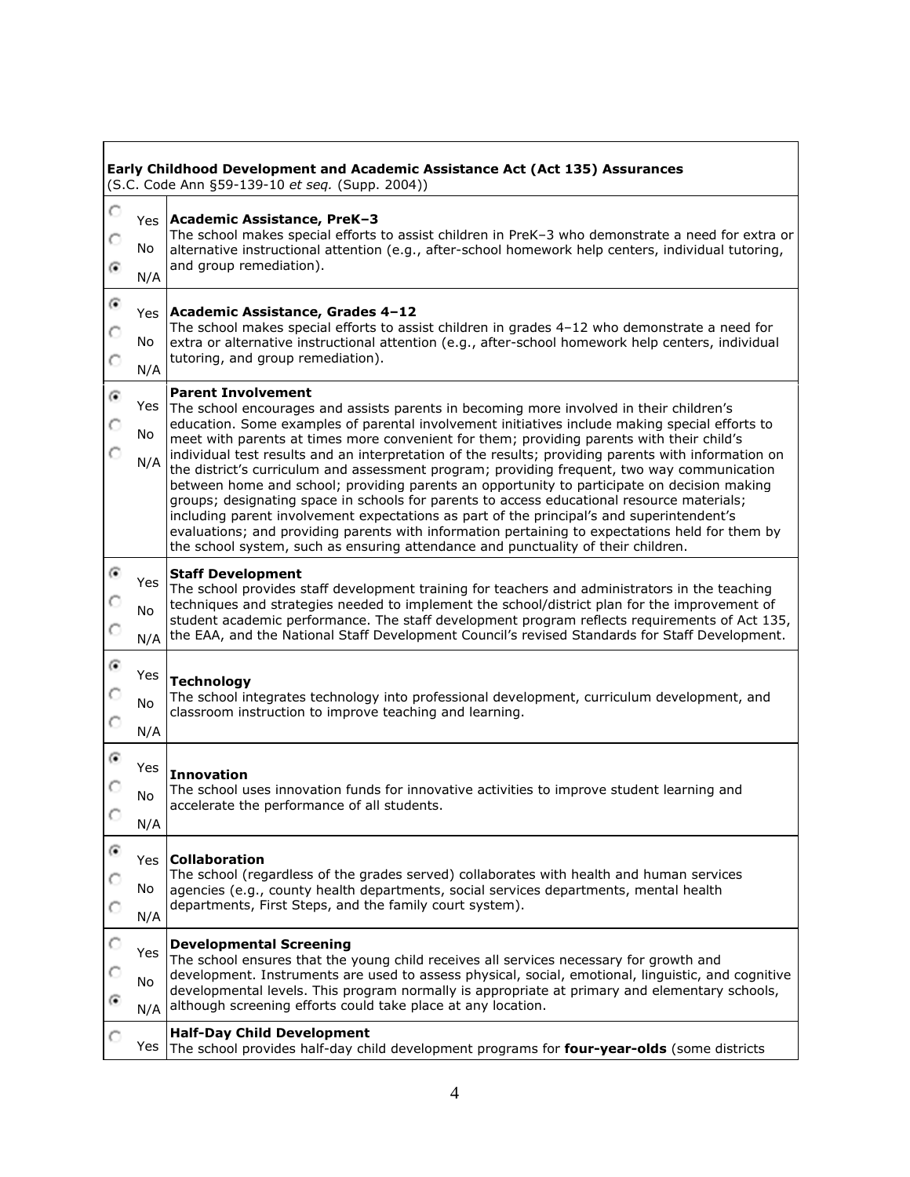| Early Childhood Development and Academic Assistance Act (Act 135) Assurances (S.C. Code Ann §59-139-10 *et seq.* (Supp. 2004)) | |
|---|---|
| ○ Yes ○ No ◉ N/A | **Academic Assistance, PreK–3** The school makes special efforts to assist children in PreK–3 who demonstrate a need for extra or alternative instructional attention (e.g., after-school homework help centers, individual tutoring, and group remediation). |
| ◉ Yes ○ No ○ N/A | **Academic Assistance, Grades 4–12** The school makes special efforts to assist children in grades 4–12 who demonstrate a need for extra or alternative instructional attention (e.g., after-school homework help centers, individual tutoring, and group remediation). |
| ◉ Yes ○ No ○ N/A | **Parent Involvement** The school encourages and assists parents in becoming more involved in their children's education. Some examples of parental involvement initiatives include making special efforts to meet with parents at times more convenient for them; providing parents with their child's individual test results and an interpretation of the results; providing parents with information on the district's curriculum and assessment program; providing frequent, two way communication between home and school; providing parents an opportunity to participate on decision making groups; designating space in schools for parents to access educational resource materials; including parent involvement expectations as part of the principal's and superintendent's evaluations; and providing parents with information pertaining to expectations held for them by the school system, such as ensuring attendance and punctuality of their children. |
| ◉ Yes ○ No ○ N/A | **Staff Development** The school provides staff development training for teachers and administrators in the teaching techniques and strategies needed to implement the school/district plan for the improvement of student academic performance. The staff development program reflects requirements of Act 135, the EAA, and the National Staff Development Council's revised Standards for Staff Development. |
| ◉ Yes ○ No ○ N/A | **Technology** The school integrates technology into professional development, curriculum development, and classroom instruction to improve teaching and learning. |
| ◉ Yes ○ No ○ N/A | **Innovation** The school uses innovation funds for innovative activities to improve student learning and accelerate the performance of all students. |
| ◉ Yes ○ No ○ N/A | **Collaboration** The school (regardless of the grades served) collaborates with health and human services agencies (e.g., county health departments, social services departments, mental health departments, First Steps, and the family court system). |
| ○ Yes ○ No ◉ N/A | **Developmental Screening** The school ensures that the young child receives all services necessary for growth and development. Instruments are used to assess physical, social, emotional, linguistic, and cognitive developmental levels. This program normally is appropriate at primary and elementary schools, although screening efforts could take place at any location. |
| ○ Yes | **Half-Day Child Development** The school provides half-day child development programs for **four-year-olds** (some districts |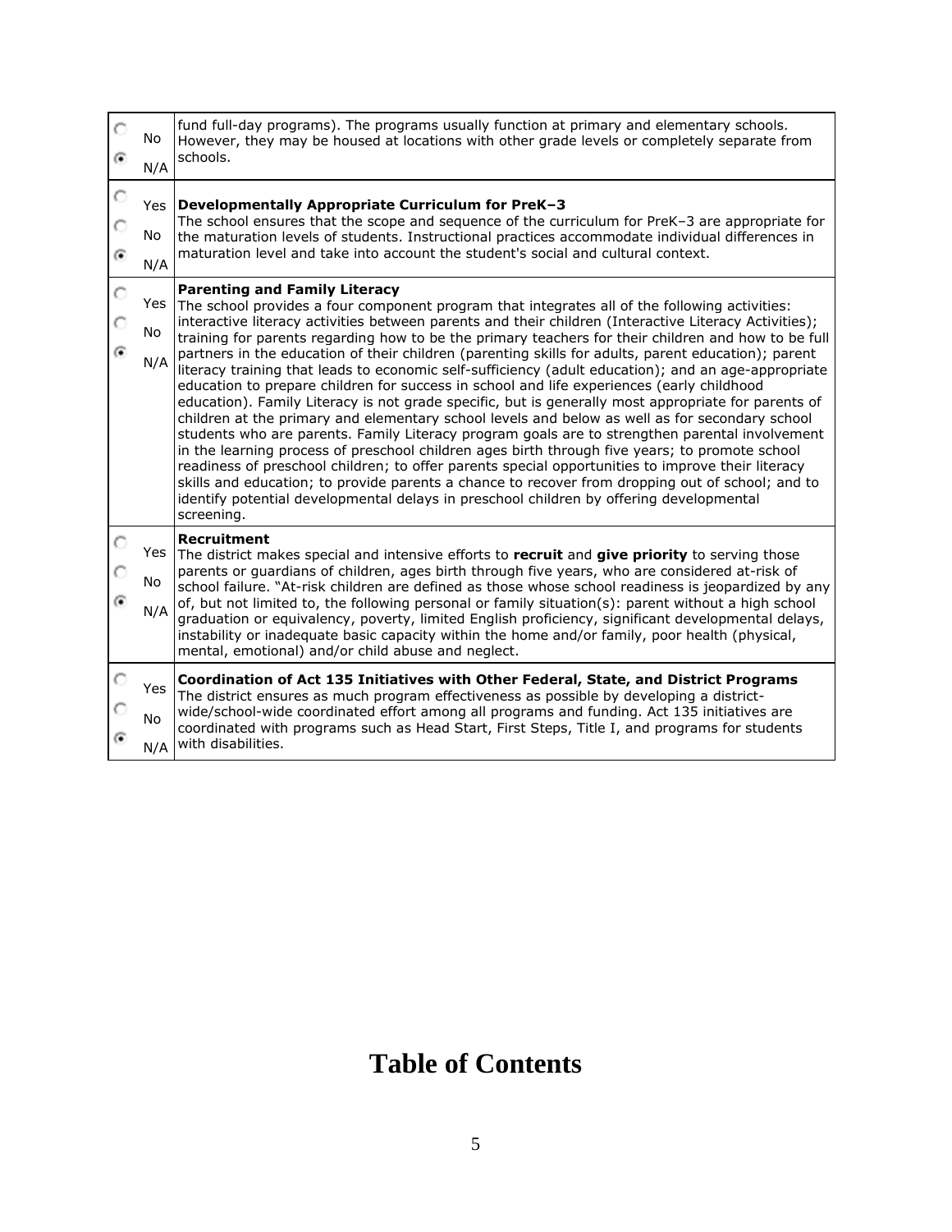| | |
|---|---|
| ○ No<br>◉ N/A | fund full-day programs). The programs usually function at primary and elementary schools. However, they may be housed at locations with other grade levels or completely separate from schools. |
| ○ Yes<br>○ No<br>◉ N/A | **Developmentally Appropriate Curriculum for PreK–3**<br>The school ensures that the scope and sequence of the curriculum for PreK–3 are appropriate for the maturation levels of students. Instructional practices accommodate individual differences in maturation level and take into account the student's social and cultural context. |
| ○ Yes<br>○ No<br>◉ N/A | **Parenting and Family Literacy**<br>The school provides a four component program that integrates all of the following activities: interactive literacy activities between parents and their children (Interactive Literacy Activities); training for parents regarding how to be the primary teachers for their children and how to be full partners in the education of their children (parenting skills for adults, parent education); parent literacy training that leads to economic self-sufficiency (adult education); and an age-appropriate education to prepare children for success in school and life experiences (early childhood education). Family Literacy is not grade specific, but is generally most appropriate for parents of children at the primary and elementary school levels and below as well as for secondary school students who are parents. Family Literacy program goals are to strengthen parental involvement in the learning process of preschool children ages birth through five years; to promote school readiness of preschool children; to offer parents special opportunities to improve their literacy skills and education; to provide parents a chance to recover from dropping out of school; and to identify potential developmental delays in preschool children by offering developmental screening. |
| ○ Yes<br>○ No<br>◉ N/A | **Recruitment**<br>The district makes special and intensive efforts to **recruit** and **give priority** to serving those parents or guardians of children, ages birth through five years, who are considered at-risk of school failure. "At-risk children are defined as those whose school readiness is jeopardized by any of, but not limited to, the following personal or family situation(s): parent without a high school graduation or equivalency, poverty, limited English proficiency, significant developmental delays, instability or inadequate basic capacity within the home and/or family, poor health (physical, mental, emotional) and/or child abuse and neglect. |
| ○ Yes<br>○ No<br>◉ N/A | **Coordination of Act 135 Initiatives with Other Federal, State, and District Programs**<br>The district ensures as much program effectiveness as possible by developing a district-wide/school-wide coordinated effort among all programs and funding. Act 135 initiatives are coordinated with programs such as Head Start, First Steps, Title I, and programs for students with disabilities. |

# Table of Contents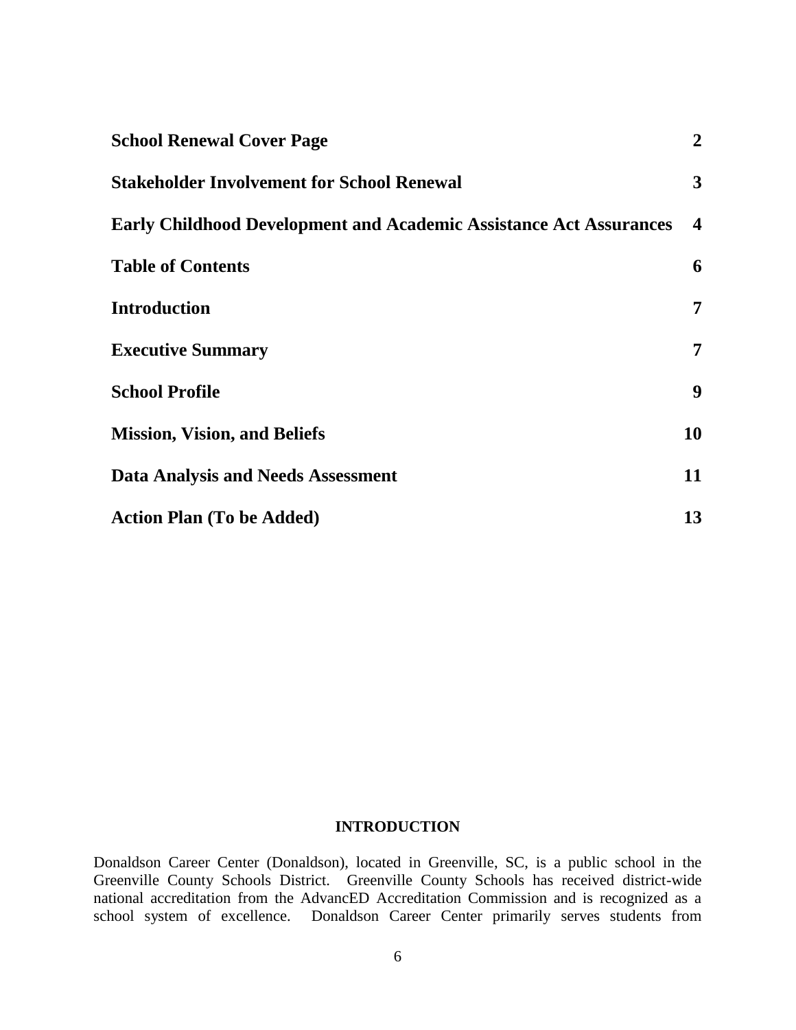| | |
|---|---|
| **School Renewal Cover Page** | **2** |
| **Stakeholder Involvement for School Renewal** | **3** |
| **Early Childhood Development and Academic Assistance Act Assurances** | **4** |
| **Table of Contents** | **6** |
| **Introduction** | **7** |
| **Executive Summary** | **7** |
| **School Profile** | **9** |
| **Mission, Vision, and Beliefs** | **10** |
| **Data Analysis and Needs Assessment** | **11** |
| **Action Plan (To be Added)** | **13** |

## INTRODUCTION

Donaldson Career Center (Donaldson), located in Greenville, SC, is a public school in the Greenville County Schools District. Greenville County Schools has received district-wide national accreditation from the AdvancED Accreditation Commission and is recognized as a school system of excellence. Donaldson Career Center primarily serves students from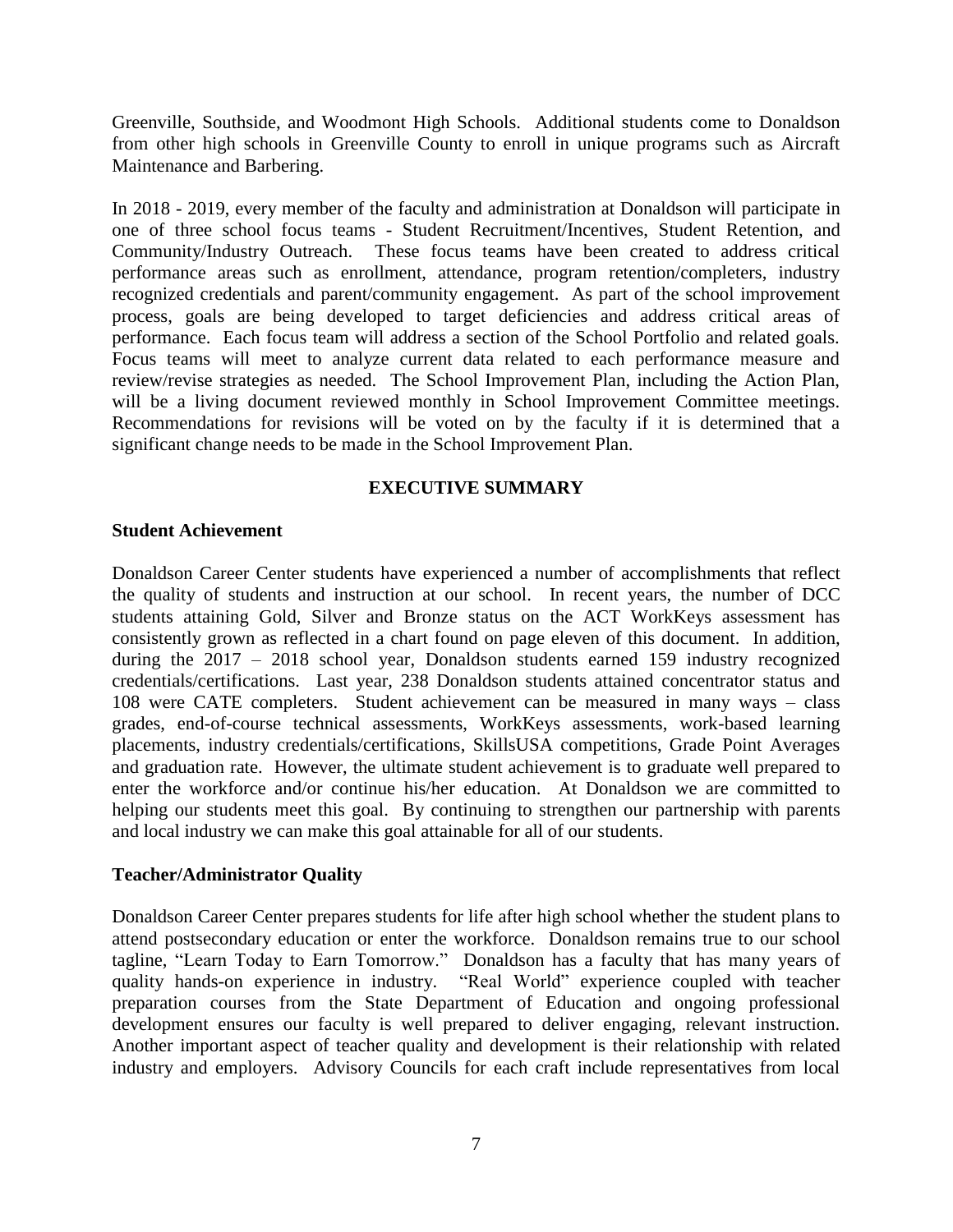Greenville, Southside, and Woodmont High Schools. Additional students come to Donaldson from other high schools in Greenville County to enroll in unique programs such as Aircraft Maintenance and Barbering.

In 2018 - 2019, every member of the faculty and administration at Donaldson will participate in one of three school focus teams - Student Recruitment/Incentives, Student Retention, and Community/Industry Outreach. These focus teams have been created to address critical performance areas such as enrollment, attendance, program retention/completers, industry recognized credentials and parent/community engagement. As part of the school improvement process, goals are being developed to target deficiencies and address critical areas of performance. Each focus team will address a section of the School Portfolio and related goals. Focus teams will meet to analyze current data related to each performance measure and review/revise strategies as needed. The School Improvement Plan, including the Action Plan, will be a living document reviewed monthly in School Improvement Committee meetings. Recommendations for revisions will be voted on by the faculty if it is determined that a significant change needs to be made in the School Improvement Plan.

## EXECUTIVE SUMMARY

### Student Achievement

Donaldson Career Center students have experienced a number of accomplishments that reflect the quality of students and instruction at our school. In recent years, the number of DCC students attaining Gold, Silver and Bronze status on the ACT WorkKeys assessment has consistently grown as reflected in a chart found on page eleven of this document. In addition, during the 2017 – 2018 school year, Donaldson students earned 159 industry recognized credentials/certifications. Last year, 238 Donaldson students attained concentrator status and 108 were CATE completers. Student achievement can be measured in many ways – class grades, end-of-course technical assessments, WorkKeys assessments, work-based learning placements, industry credentials/certifications, SkillsUSA competitions, Grade Point Averages and graduation rate. However, the ultimate student achievement is to graduate well prepared to enter the workforce and/or continue his/her education. At Donaldson we are committed to helping our students meet this goal. By continuing to strengthen our partnership with parents and local industry we can make this goal attainable for all of our students.

### Teacher/Administrator Quality

Donaldson Career Center prepares students for life after high school whether the student plans to attend postsecondary education or enter the workforce. Donaldson remains true to our school tagline, "Learn Today to Earn Tomorrow." Donaldson has a faculty that has many years of quality hands-on experience in industry. "Real World" experience coupled with teacher preparation courses from the State Department of Education and ongoing professional development ensures our faculty is well prepared to deliver engaging, relevant instruction. Another important aspect of teacher quality and development is their relationship with related industry and employers. Advisory Councils for each craft include representatives from local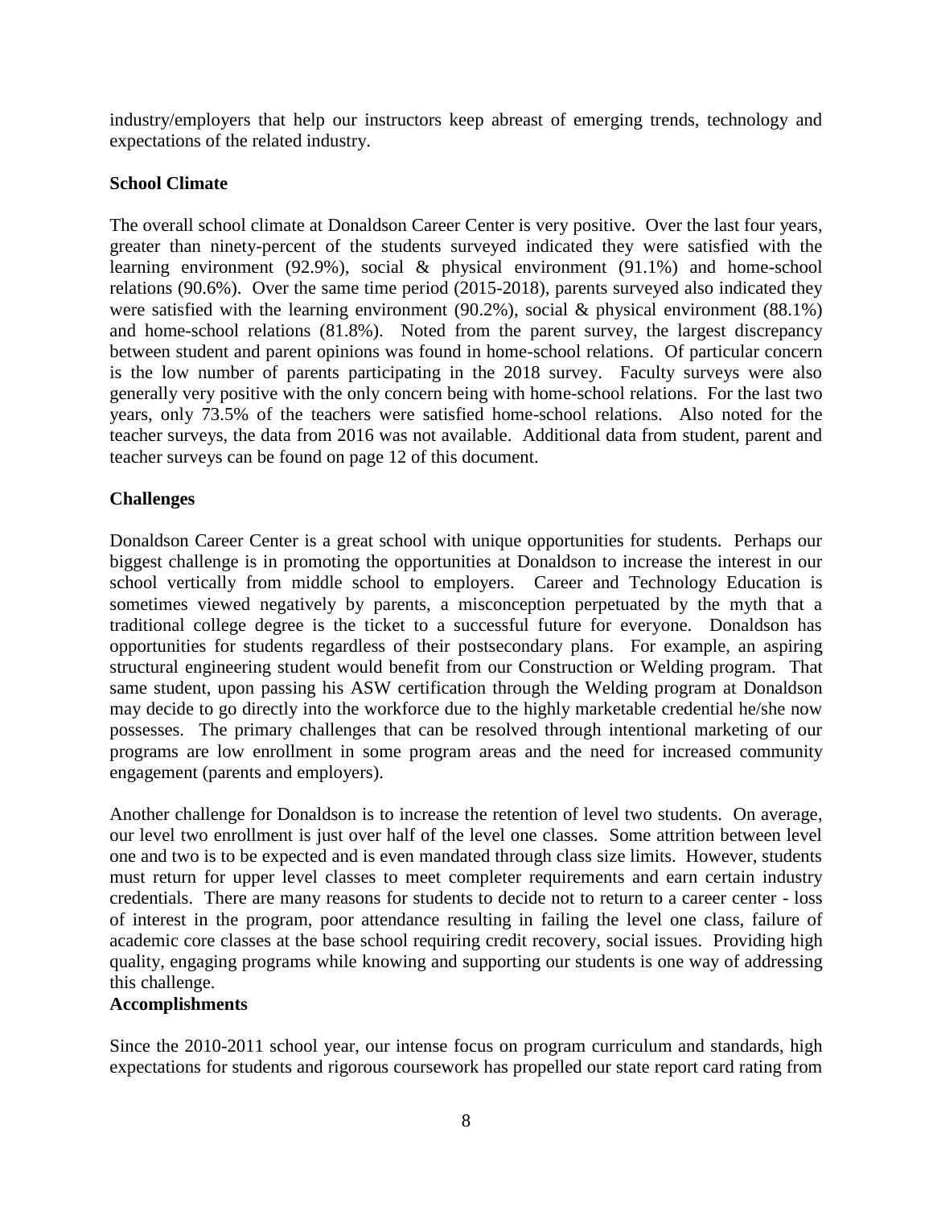industry/employers that help our instructors keep abreast of emerging trends, technology and expectations of the related industry.

**School Climate**

The overall school climate at Donaldson Career Center is very positive. Over the last four years, greater than ninety-percent of the students surveyed indicated they were satisfied with the learning environment (92.9%), social & physical environment (91.1%) and home-school relations (90.6%). Over the same time period (2015-2018), parents surveyed also indicated they were satisfied with the learning environment (90.2%), social & physical environment (88.1%) and home-school relations (81.8%). Noted from the parent survey, the largest discrepancy between student and parent opinions was found in home-school relations. Of particular concern is the low number of parents participating in the 2018 survey. Faculty surveys were also generally very positive with the only concern being with home-school relations. For the last two years, only 73.5% of the teachers were satisfied home-school relations. Also noted for the teacher surveys, the data from 2016 was not available. Additional data from student, parent and teacher surveys can be found on page 12 of this document.

**Challenges**

Donaldson Career Center is a great school with unique opportunities for students. Perhaps our biggest challenge is in promoting the opportunities at Donaldson to increase the interest in our school vertically from middle school to employers. Career and Technology Education is sometimes viewed negatively by parents, a misconception perpetuated by the myth that a traditional college degree is the ticket to a successful future for everyone. Donaldson has opportunities for students regardless of their postsecondary plans. For example, an aspiring structural engineering student would benefit from our Construction or Welding program. That same student, upon passing his ASW certification through the Welding program at Donaldson may decide to go directly into the workforce due to the highly marketable credential he/she now possesses. The primary challenges that can be resolved through intentional marketing of our programs are low enrollment in some program areas and the need for increased community engagement (parents and employers).

Another challenge for Donaldson is to increase the retention of level two students. On average, our level two enrollment is just over half of the level one classes. Some attrition between level one and two is to be expected and is even mandated through class size limits. However, students must return for upper level classes to meet completer requirements and earn certain industry credentials. There are many reasons for students to decide not to return to a career center - loss of interest in the program, poor attendance resulting in failing the level one class, failure of academic core classes at the base school requiring credit recovery, social issues. Providing high quality, engaging programs while knowing and supporting our students is one way of addressing this challenge.

**Accomplishments**

Since the 2010-2011 school year, our intense focus on program curriculum and standards, high expectations for students and rigorous coursework has propelled our state report card rating from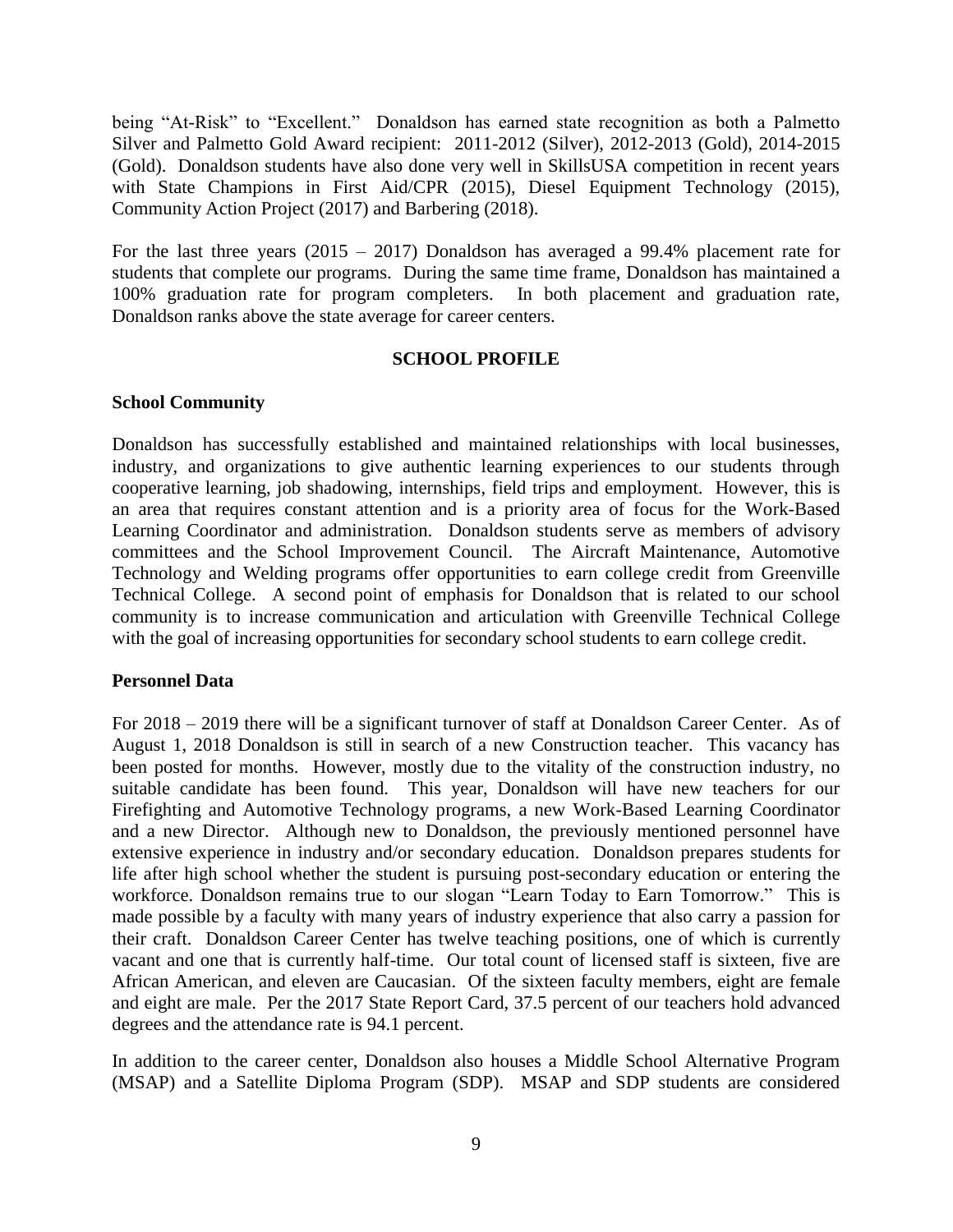being "At-Risk" to "Excellent." Donaldson has earned state recognition as both a Palmetto Silver and Palmetto Gold Award recipient: 2011-2012 (Silver), 2012-2013 (Gold), 2014-2015 (Gold). Donaldson students have also done very well in SkillsUSA competition in recent years with State Champions in First Aid/CPR (2015), Diesel Equipment Technology (2015), Community Action Project (2017) and Barbering (2018).

For the last three years (2015 – 2017) Donaldson has averaged a 99.4% placement rate for students that complete our programs. During the same time frame, Donaldson has maintained a 100% graduation rate for program completers. In both placement and graduation rate, Donaldson ranks above the state average for career centers.

## SCHOOL PROFILE

### School Community

Donaldson has successfully established and maintained relationships with local businesses, industry, and organizations to give authentic learning experiences to our students through cooperative learning, job shadowing, internships, field trips and employment. However, this is an area that requires constant attention and is a priority area of focus for the Work-Based Learning Coordinator and administration. Donaldson students serve as members of advisory committees and the School Improvement Council. The Aircraft Maintenance, Automotive Technology and Welding programs offer opportunities to earn college credit from Greenville Technical College. A second point of emphasis for Donaldson that is related to our school community is to increase communication and articulation with Greenville Technical College with the goal of increasing opportunities for secondary school students to earn college credit.

### Personnel Data

For 2018 – 2019 there will be a significant turnover of staff at Donaldson Career Center. As of August 1, 2018 Donaldson is still in search of a new Construction teacher. This vacancy has been posted for months. However, mostly due to the vitality of the construction industry, no suitable candidate has been found. This year, Donaldson will have new teachers for our Firefighting and Automotive Technology programs, a new Work-Based Learning Coordinator and a new Director. Although new to Donaldson, the previously mentioned personnel have extensive experience in industry and/or secondary education. Donaldson prepares students for life after high school whether the student is pursuing post-secondary education or entering the workforce. Donaldson remains true to our slogan "Learn Today to Earn Tomorrow." This is made possible by a faculty with many years of industry experience that also carry a passion for their craft. Donaldson Career Center has twelve teaching positions, one of which is currently vacant and one that is currently half-time. Our total count of licensed staff is sixteen, five are African American, and eleven are Caucasian. Of the sixteen faculty members, eight are female and eight are male. Per the 2017 State Report Card, 37.5 percent of our teachers hold advanced degrees and the attendance rate is 94.1 percent.

In addition to the career center, Donaldson also houses a Middle School Alternative Program (MSAP) and a Satellite Diploma Program (SDP). MSAP and SDP students are considered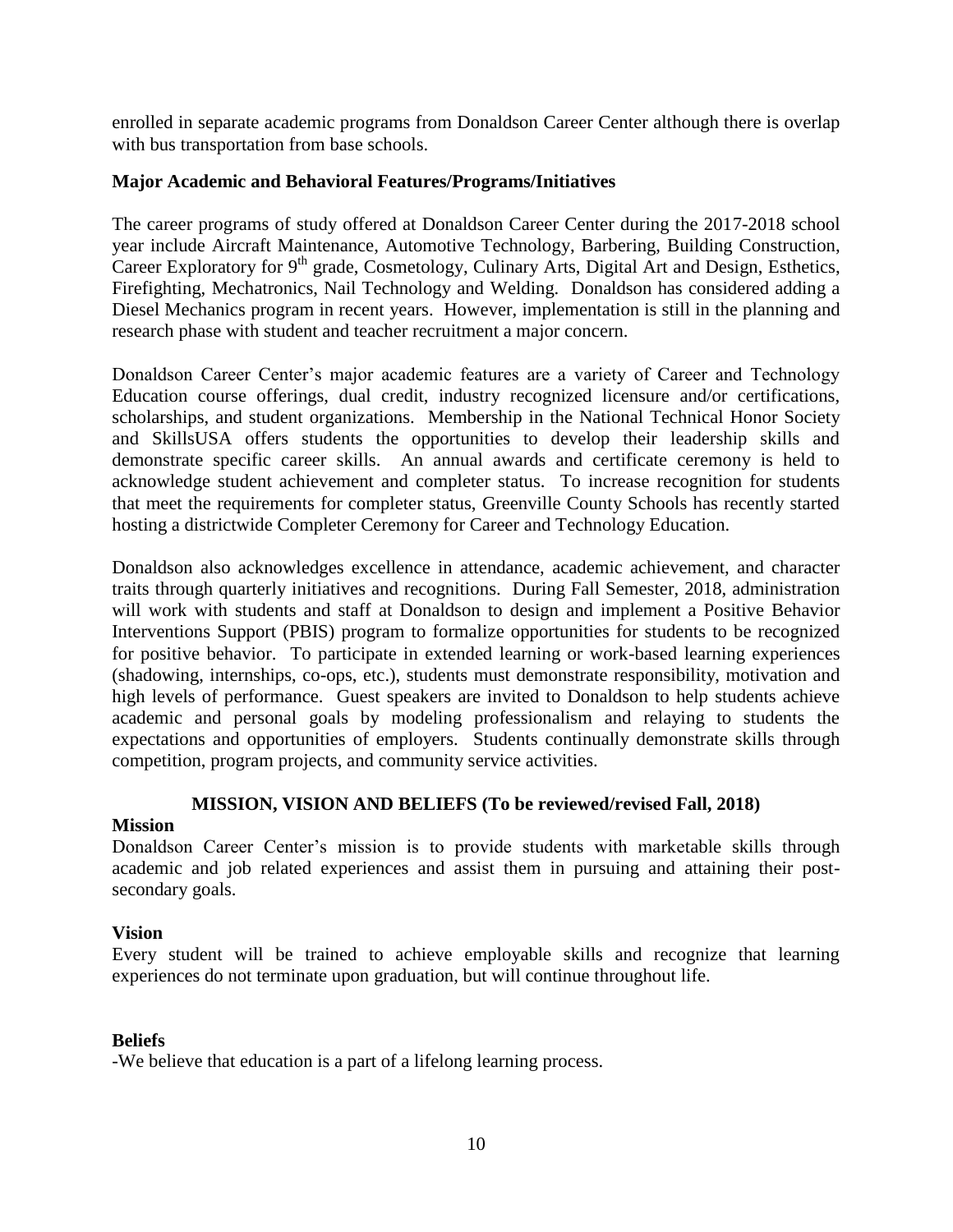enrolled in separate academic programs from Donaldson Career Center although there is overlap with bus transportation from base schools.

**Major Academic and Behavioral Features/Programs/Initiatives**

The career programs of study offered at Donaldson Career Center during the 2017-2018 school year include Aircraft Maintenance, Automotive Technology, Barbering, Building Construction, Career Exploratory for 9th grade, Cosmetology, Culinary Arts, Digital Art and Design, Esthetics, Firefighting, Mechatronics, Nail Technology and Welding. Donaldson has considered adding a Diesel Mechanics program in recent years. However, implementation is still in the planning and research phase with student and teacher recruitment a major concern.

Donaldson Career Center's major academic features are a variety of Career and Technology Education course offerings, dual credit, industry recognized licensure and/or certifications, scholarships, and student organizations. Membership in the National Technical Honor Society and SkillsUSA offers students the opportunities to develop their leadership skills and demonstrate specific career skills. An annual awards and certificate ceremony is held to acknowledge student achievement and completer status. To increase recognition for students that meet the requirements for completer status, Greenville County Schools has recently started hosting a districtwide Completer Ceremony for Career and Technology Education.

Donaldson also acknowledges excellence in attendance, academic achievement, and character traits through quarterly initiatives and recognitions. During Fall Semester, 2018, administration will work with students and staff at Donaldson to design and implement a Positive Behavior Interventions Support (PBIS) program to formalize opportunities for students to be recognized for positive behavior. To participate in extended learning or work-based learning experiences (shadowing, internships, co-ops, etc.), students must demonstrate responsibility, motivation and high levels of performance. Guest speakers are invited to Donaldson to help students achieve academic and personal goals by modeling professionalism and relaying to students the expectations and opportunities of employers. Students continually demonstrate skills through competition, program projects, and community service activities.

## MISSION, VISION AND BELIEFS (To be reviewed/revised Fall, 2018)

**Mission**

Donaldson Career Center's mission is to provide students with marketable skills through academic and job related experiences and assist them in pursuing and attaining their post-secondary goals.

**Vision**

Every student will be trained to achieve employable skills and recognize that learning experiences do not terminate upon graduation, but will continue throughout life.

**Beliefs**

-We believe that education is a part of a lifelong learning process.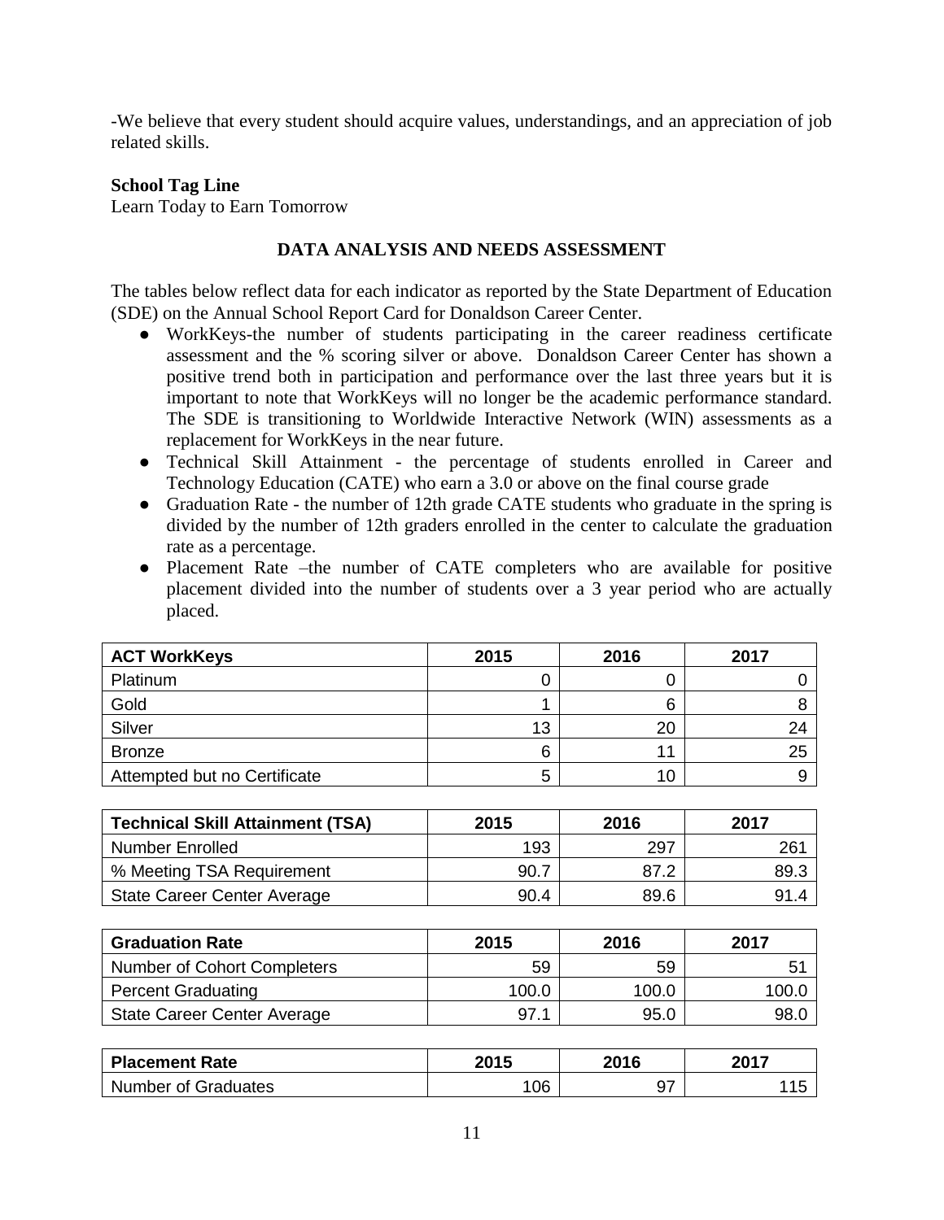-We believe that every student should acquire values, understandings, and an appreciation of job related skills.

**School Tag Line**
Learn Today to Earn Tomorrow

## DATA ANALYSIS AND NEEDS ASSESSMENT

The tables below reflect data for each indicator as reported by the State Department of Education (SDE) on the Annual School Report Card for Donaldson Career Center.

- WorkKeys-the number of students participating in the career readiness certificate assessment and the % scoring silver or above. Donaldson Career Center has shown a positive trend both in participation and performance over the last three years but it is important to note that WorkKeys will no longer be the academic performance standard. The SDE is transitioning to Worldwide Interactive Network (WIN) assessments as a replacement for WorkKeys in the near future.
- Technical Skill Attainment - the percentage of students enrolled in Career and Technology Education (CATE) who earn a 3.0 or above on the final course grade
- Graduation Rate - the number of 12th grade CATE students who graduate in the spring is divided by the number of 12th graders enrolled in the center to calculate the graduation rate as a percentage.
- Placement Rate –the number of CATE completers who are available for positive placement divided into the number of students over a 3 year period who are actually placed.

| ACT WorkKeys | 2015 | 2016 | 2017 |
|---|---|---|---|
| Platinum | 0 | 0 | 0 |
| Gold | 1 | 6 | 8 |
| Silver | 13 | 20 | 24 |
| Bronze | 6 | 11 | 25 |
| Attempted but no Certificate | 5 | 10 | 9 |

| Technical Skill Attainment (TSA) | 2015 | 2016 | 2017 |
|---|---|---|---|
| Number Enrolled | 193 | 297 | 261 |
| % Meeting TSA Requirement | 90.7 | 87.2 | 89.3 |
| State Career Center Average | 90.4 | 89.6 | 91.4 |

| Graduation Rate | 2015 | 2016 | 2017 |
|---|---|---|---|
| Number of Cohort Completers | 59 | 59 | 51 |
| Percent Graduating | 100.0 | 100.0 | 100.0 |
| State Career Center Average | 97.1 | 95.0 | 98.0 |

| Placement Rate | 2015 | 2016 | 2017 |
|---|---|---|---|
| Number of Graduates | 106 | 97 | 115 |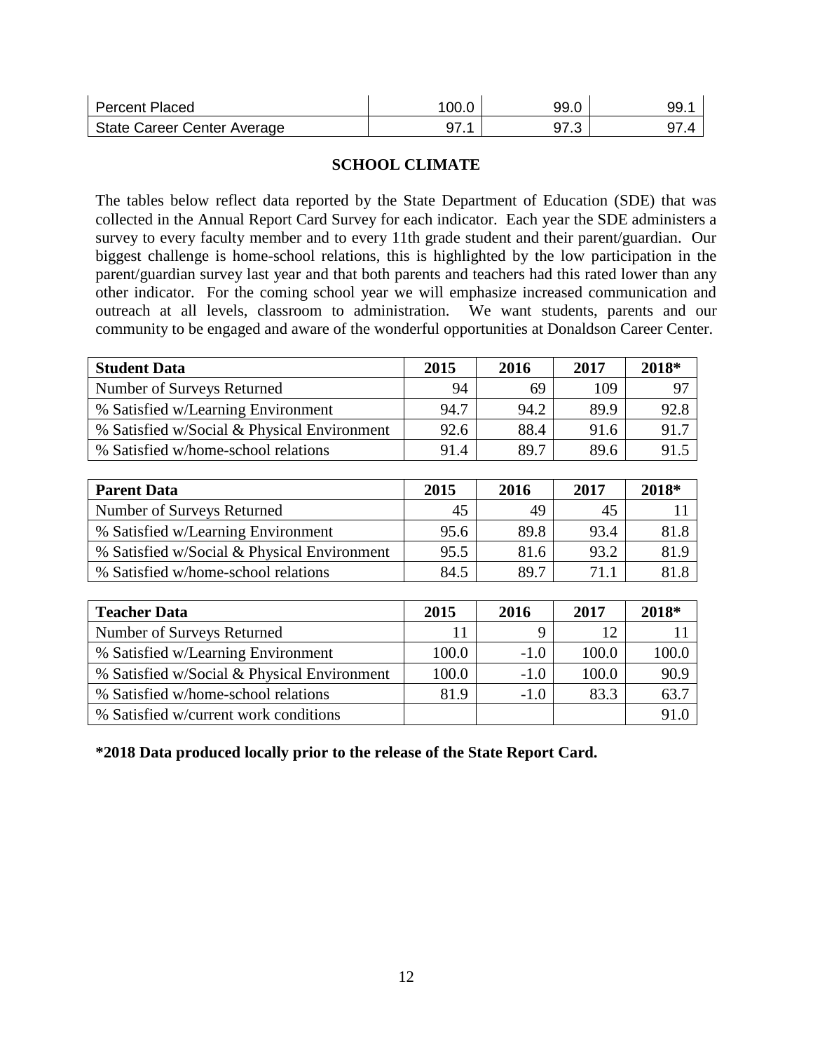| | | | |
|---|---|---|---|
| Percent Placed | 100.0 | 99.0 | 99.1 |
| State Career Center Average | 97.1 | 97.3 | 97.4 |

**SCHOOL CLIMATE**

The tables below reflect data reported by the State Department of Education (SDE) that was collected in the Annual Report Card Survey for each indicator. Each year the SDE administers a survey to every faculty member and to every 11th grade student and their parent/guardian. Our biggest challenge is home-school relations, this is highlighted by the low participation in the parent/guardian survey last year and that both parents and teachers had this rated lower than any other indicator. For the coming school year we will emphasize increased communication and outreach at all levels, classroom to administration. We want students, parents and our community to be engaged and aware of the wonderful opportunities at Donaldson Career Center.

| **Student Data** | **2015** | **2016** | **2017** | **2018*** |
|---|---|---|---|---|
| Number of Surveys Returned | 94 | 69 | 109 | 97 |
| % Satisfied w/Learning Environment | 94.7 | 94.2 | 89.9 | 92.8 |
| % Satisfied w/Social & Physical Environment | 92.6 | 88.4 | 91.6 | 91.7 |
| % Satisfied w/home-school relations | 91.4 | 89.7 | 89.6 | 91.5 |

| **Parent Data** | **2015** | **2016** | **2017** | **2018*** |
|---|---|---|---|---|
| Number of Surveys Returned | 45 | 49 | 45 | 11 |
| % Satisfied w/Learning Environment | 95.6 | 89.8 | 93.4 | 81.8 |
| % Satisfied w/Social & Physical Environment | 95.5 | 81.6 | 93.2 | 81.9 |
| % Satisfied w/home-school relations | 84.5 | 89.7 | 71.1 | 81.8 |

| **Teacher Data** | **2015** | **2016** | **2017** | **2018*** |
|---|---|---|---|---|
| Number of Surveys Returned | 11 | 9 | 12 | 11 |
| % Satisfied w/Learning Environment | 100.0 | -1.0 | 100.0 | 100.0 |
| % Satisfied w/Social & Physical Environment | 100.0 | -1.0 | 100.0 | 90.9 |
| % Satisfied w/home-school relations | 81.9 | -1.0 | 83.3 | 63.7 |
| % Satisfied w/current work conditions | | | | 91.0 |

**\*2018 Data produced locally prior to the release of the State Report Card.**